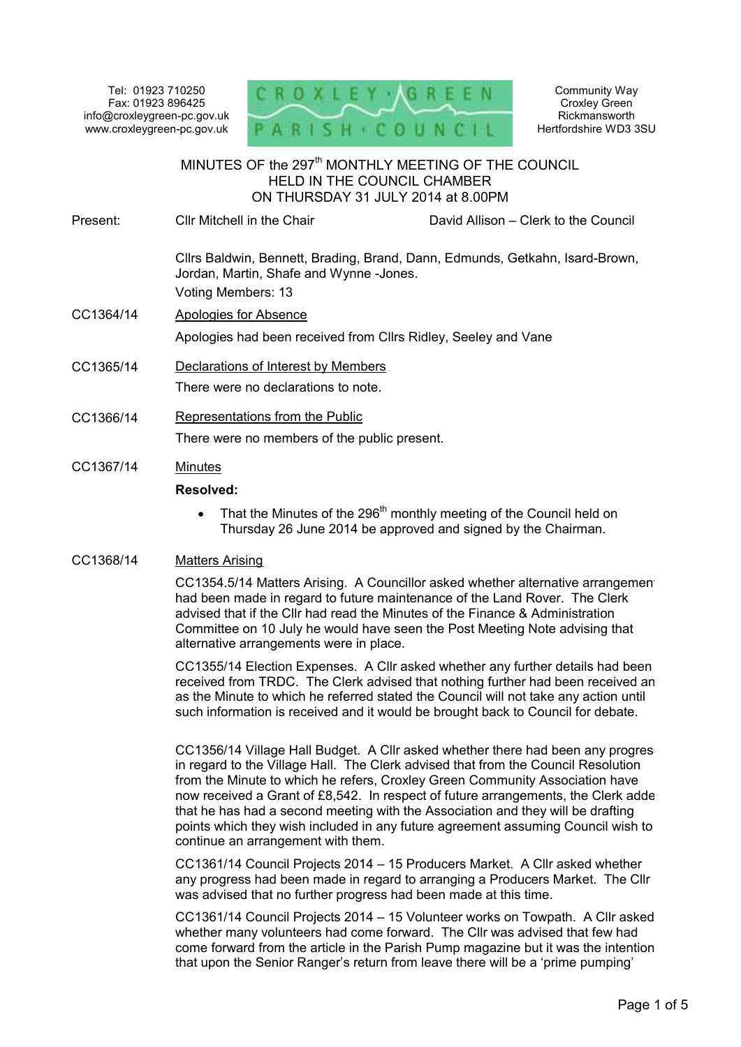Tel: 01923 710250
Fax: 01923 896425
info@croxleygreen-pc.gov.uk
www.croxleygreen-pc.gov.uk

CROXLEY GREEN PARISH COUNCIL

Community Way
Croxley Green
Rickmansworth
Hertfordshire WD3 3SU

# MINUTES OF the 297th MONTHLY MEETING OF THE COUNCIL HELD IN THE COUNCIL CHAMBER ON THURSDAY 31 JULY 2014 at 8.00PM

Present: Cllr Mitchell in the Chair — David Allison – Clerk to the Council

Cllrs Baldwin, Bennett, Brading, Brand, Dann, Edmunds, Getkahn, Isard-Brown, Jordan, Martin, Shafe and Wynne -Jones.

Voting Members: 13

**CC1364/14** Apologies for Absence

Apologies had been received from Cllrs Ridley, Seeley and Vane

**CC1365/14** Declarations of Interest by Members

There were no declarations to note.

**CC1366/14** Representations from the Public

There were no members of the public present.

**CC1367/14** Minutes

**Resolved:**

- That the Minutes of the 296th monthly meeting of the Council held on Thursday 26 June 2014 be approved and signed by the Chairman.

**CC1368/14** Matters Arising

CC1354.5/14 Matters Arising. A Councillor asked whether alternative arrangemen had been made in regard to future maintenance of the Land Rover. The Clerk advised that if the Cllr had read the Minutes of the Finance & Administration Committee on 10 July he would have seen the Post Meeting Note advising that alternative arrangements were in place.

CC1355/14 Election Expenses. A Cllr asked whether any further details had been received from TRDC. The Clerk advised that nothing further had been received an as the Minute to which he referred stated the Council will not take any action until such information is received and it would be brought back to Council for debate.

CC1356/14 Village Hall Budget. A Cllr asked whether there had been any progres in regard to the Village Hall. The Clerk advised that from the Council Resolution from the Minute to which he refers, Croxley Green Community Association have now received a Grant of £8,542. In respect of future arrangements, the Clerk adde that he has had a second meeting with the Association and they will be drafting points which they wish included in any future agreement assuming Council wish to continue an arrangement with them.

CC1361/14 Council Projects 2014 – 15 Producers Market. A Cllr asked whether any progress had been made in regard to arranging a Producers Market. The Cllr was advised that no further progress had been made at this time.

CC1361/14 Council Projects 2014 – 15 Volunteer works on Towpath. A Cllr asked whether many volunteers had come forward. The Cllr was advised that few had come forward from the article in the Parish Pump magazine but it was the intention that upon the Senior Ranger's return from leave there will be a 'prime pumping'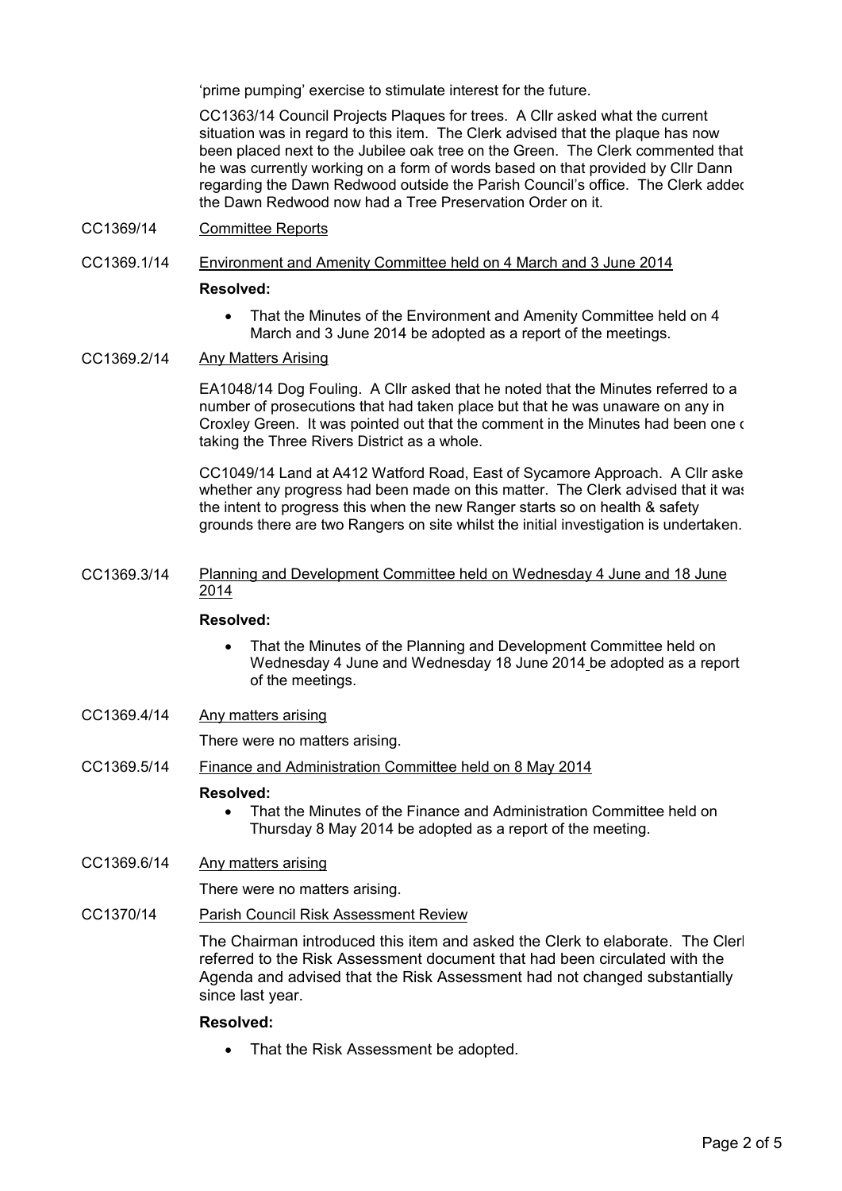'prime pumping' exercise to stimulate interest for the future.

CC1363/14 Council Projects Plaques for trees. A Cllr asked what the current situation was in regard to this item. The Clerk advised that the plaque has now been placed next to the Jubilee oak tree on the Green. The Clerk commented that he was currently working on a form of words based on that provided by Cllr Dann regarding the Dawn Redwood outside the Parish Council's office. The Clerk added the Dawn Redwood now had a Tree Preservation Order on it.

CC1369/14 Committee Reports

CC1369.1/14 Environment and Amenity Committee held on 4 March and 3 June 2014

**Resolved:**

- That the Minutes of the Environment and Amenity Committee held on 4 March and 3 June 2014 be adopted as a report of the meetings.

CC1369.2/14 Any Matters Arising

EA1048/14 Dog Fouling. A Cllr asked that he noted that the Minutes referred to a number of prosecutions that had taken place but that he was unaware on any in Croxley Green. It was pointed out that the comment in the Minutes had been one of taking the Three Rivers District as a whole.

CC1049/14 Land at A412 Watford Road, East of Sycamore Approach. A Cllr asked whether any progress had been made on this matter. The Clerk advised that it was the intent to progress this when the new Ranger starts so on health & safety grounds there are two Rangers on site whilst the initial investigation is undertaken.

CC1369.3/14 Planning and Development Committee held on Wednesday 4 June and 18 June 2014

**Resolved:**

- That the Minutes of the Planning and Development Committee held on Wednesday 4 June and Wednesday 18 June 2014 be adopted as a report of the meetings.

CC1369.4/14 Any matters arising

There were no matters arising.

CC1369.5/14 Finance and Administration Committee held on 8 May 2014

**Resolved:**

- That the Minutes of the Finance and Administration Committee held on Thursday 8 May 2014 be adopted as a report of the meeting.

CC1369.6/14 Any matters arising

There were no matters arising.

CC1370/14 Parish Council Risk Assessment Review

The Chairman introduced this item and asked the Clerk to elaborate. The Clerk referred to the Risk Assessment document that had been circulated with the Agenda and advised that the Risk Assessment had not changed substantially since last year.

**Resolved:**

- That the Risk Assessment be adopted.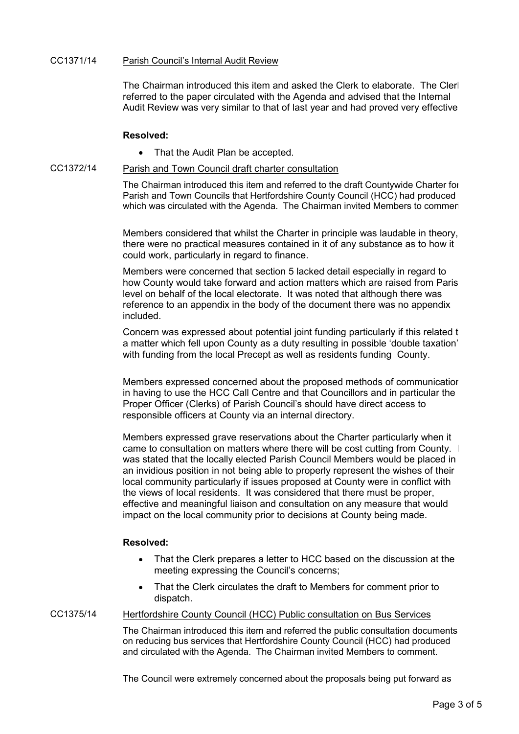CC1371/14 Parish Council's Internal Audit Review

The Chairman introduced this item and asked the Clerk to elaborate. The Clerl referred to the paper circulated with the Agenda and advised that the Internal Audit Review was very similar to that of last year and had proved very effective

**Resolved:**

- That the Audit Plan be accepted.

CC1372/14 Parish and Town Council draft charter consultation

The Chairman introduced this item and referred to the draft Countywide Charter for Parish and Town Councils that Hertfordshire County Council (HCC) had produced which was circulated with the Agenda. The Chairman invited Members to commen

Members considered that whilst the Charter in principle was laudable in theory, there were no practical measures contained in it of any substance as to how it could work, particularly in regard to finance.

Members were concerned that section 5 lacked detail especially in regard to how County would take forward and action matters which are raised from Paris level on behalf of the local electorate. It was noted that although there was reference to an appendix in the body of the document there was no appendix included.

Concern was expressed about potential joint funding particularly if this related t a matter which fell upon County as a duty resulting in possible 'double taxation' with funding from the local Precept as well as residents funding County.

Members expressed concerned about the proposed methods of communicatior in having to use the HCC Call Centre and that Councillors and in particular the Proper Officer (Clerks) of Parish Council's should have direct access to responsible officers at County via an internal directory.

Members expressed grave reservations about the Charter particularly when it came to consultation on matters where there will be cost cutting from County. I was stated that the locally elected Parish Council Members would be placed in an invidious position in not being able to properly represent the wishes of their local community particularly if issues proposed at County were in conflict with the views of local residents. It was considered that there must be proper, effective and meaningful liaison and consultation on any measure that would impact on the local community prior to decisions at County being made.

**Resolved:**

- That the Clerk prepares a letter to HCC based on the discussion at the meeting expressing the Council's concerns;
- That the Clerk circulates the draft to Members for comment prior to dispatch.

CC1375/14 Hertfordshire County Council (HCC) Public consultation on Bus Services

The Chairman introduced this item and referred the public consultation documents on reducing bus services that Hertfordshire County Council (HCC) had produced and circulated with the Agenda. The Chairman invited Members to comment.

The Council were extremely concerned about the proposals being put forward as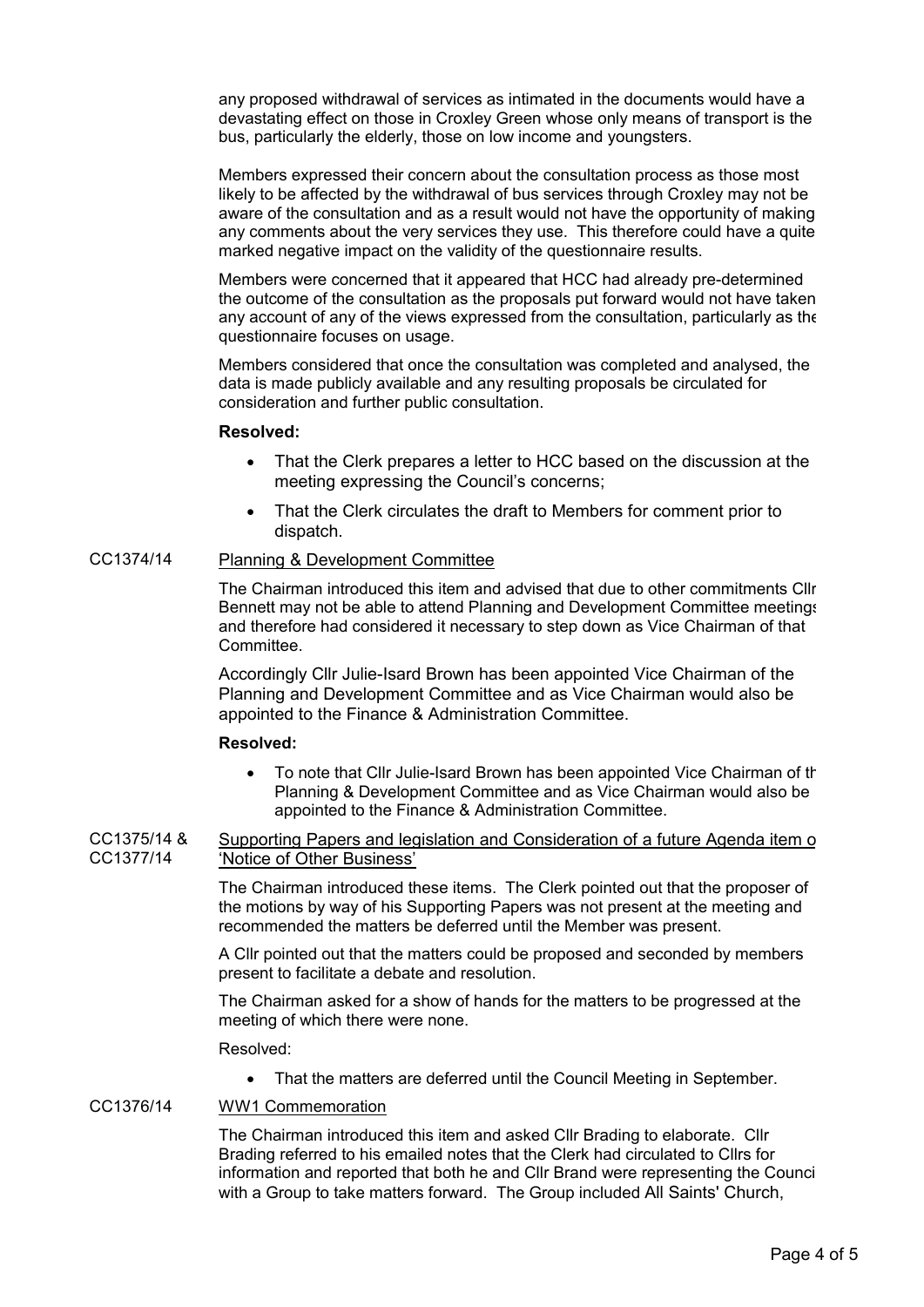any proposed withdrawal of services as intimated in the documents would have a devastating effect on those in Croxley Green whose only means of transport is the bus, particularly the elderly, those on low income and youngsters.

Members expressed their concern about the consultation process as those most likely to be affected by the withdrawal of bus services through Croxley may not be aware of the consultation and as a result would not have the opportunity of making any comments about the very services they use. This therefore could have a quite marked negative impact on the validity of the questionnaire results.

Members were concerned that it appeared that HCC had already pre-determined the outcome of the consultation as the proposals put forward would not have taken any account of any of the views expressed from the consultation, particularly as the questionnaire focuses on usage.

Members considered that once the consultation was completed and analysed, the data is made publicly available and any resulting proposals be circulated for consideration and further public consultation.

**Resolved:**

- That the Clerk prepares a letter to HCC based on the discussion at the meeting expressing the Council's concerns;
- That the Clerk circulates the draft to Members for comment prior to dispatch.

CC1374/14 Planning & Development Committee

The Chairman introduced this item and advised that due to other commitments Cllr Bennett may not be able to attend Planning and Development Committee meetings and therefore had considered it necessary to step down as Vice Chairman of that Committee.

Accordingly Cllr Julie-Isard Brown has been appointed Vice Chairman of the Planning and Development Committee and as Vice Chairman would also be appointed to the Finance & Administration Committee.

**Resolved:**

- To note that Cllr Julie-Isard Brown has been appointed Vice Chairman of the Planning & Development Committee and as Vice Chairman would also be appointed to the Finance & Administration Committee.

CC1375/14 & CC1377/14 Supporting Papers and legislation and Consideration of a future Agenda item o 'Notice of Other Business'

The Chairman introduced these items. The Clerk pointed out that the proposer of the motions by way of his Supporting Papers was not present at the meeting and recommended the matters be deferred until the Member was present.

A Cllr pointed out that the matters could be proposed and seconded by members present to facilitate a debate and resolution.

The Chairman asked for a show of hands for the matters to be progressed at the meeting of which there were none.

Resolved:

- That the matters are deferred until the Council Meeting in September.

CC1376/14 WW1 Commemoration

The Chairman introduced this item and asked Cllr Brading to elaborate. Cllr Brading referred to his emailed notes that the Clerk had circulated to Cllrs for information and reported that both he and Cllr Brand were representing the Council with a Group to take matters forward. The Group included All Saints' Church,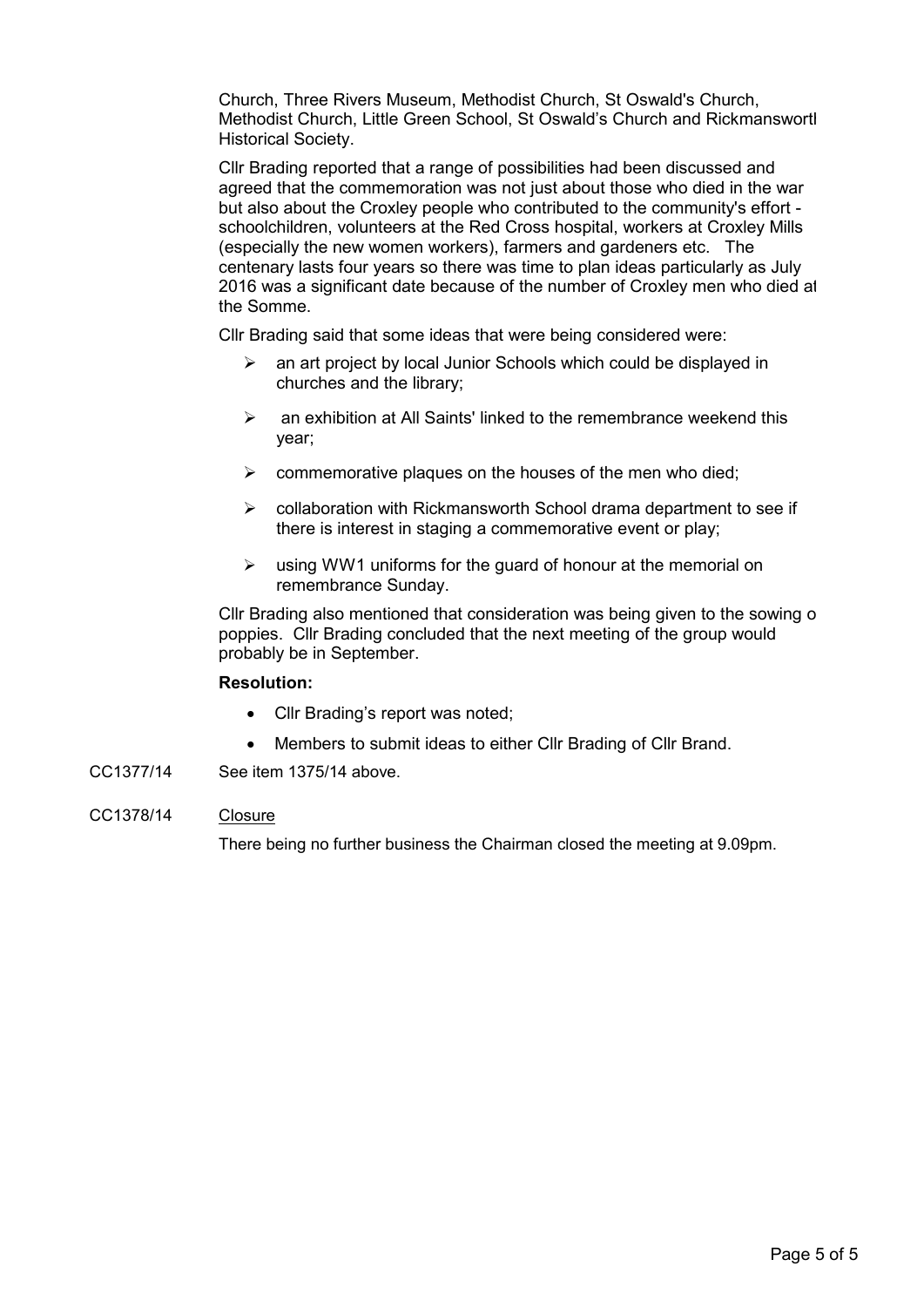Church, Three Rivers Museum, Methodist Church, St Oswald's Church, Methodist Church, Little Green School, St Oswald's Church and Rickmansworth Historical Society.

Cllr Brading reported that a range of possibilities had been discussed and agreed that the commemoration was not just about those who died in the war but also about the Croxley people who contributed to the community's effort - schoolchildren, volunteers at the Red Cross hospital, workers at Croxley Mills (especially the new women workers), farmers and gardeners etc. The centenary lasts four years so there was time to plan ideas particularly as July 2016 was a significant date because of the number of Croxley men who died at the Somme.

Cllr Brading said that some ideas that were being considered were:

- an art project by local Junior Schools which could be displayed in churches and the library;
- an exhibition at All Saints' linked to the remembrance weekend this year;
- commemorative plaques on the houses of the men who died;
- collaboration with Rickmansworth School drama department to see if there is interest in staging a commemorative event or play;
- using WW1 uniforms for the guard of honour at the memorial on remembrance Sunday.

Cllr Brading also mentioned that consideration was being given to the sowing of poppies. Cllr Brading concluded that the next meeting of the group would probably be in September.

**Resolution:**

- Cllr Brading's report was noted;
- Members to submit ideas to either Cllr Brading of Cllr Brand.

CC1377/14 See item 1375/14 above.

CC1378/14 Closure

There being no further business the Chairman closed the meeting at 9.09pm.